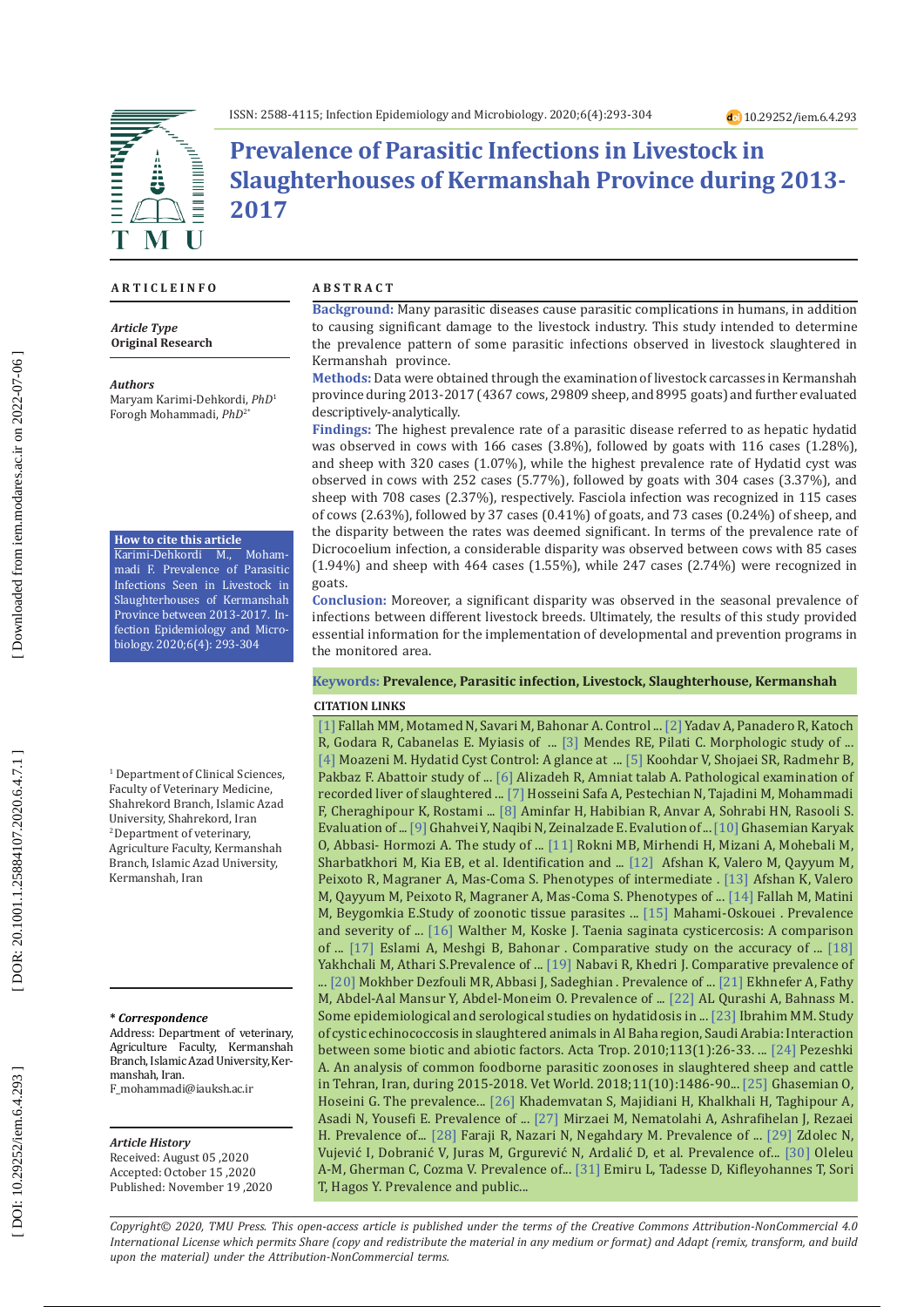ISSN: 2588-4115; Infection Epidemiology and Microbiology. 2020;6(4):293-304

10.29252/iem.6.4.293

# Prevalence of Parasitic Infections in Livestock in Slaughterhouses of Kermanshah Province during 2013-2017

**ARTICLE INFO**

*Article Type*
**Original Research**

*Authors*
Maryam Karimi-Dehkordi, *PhD*[1]
Forogh Mohammadi, *PhD*[2*]

**How to cite this article**
Karimi-Dehkordi M., Mohammadi F. Prevalence of Parasitic Infections Seen in Livestock in Slaughterhouses of Kermanshah Province between 2013-2017. Infection Epidemiology and Microbiology. 2020;6(4): 293-304

[1] Department of Clinical Sciences, Faculty of Veterinary Medicine, Shahrekord Branch, Islamic Azad University, Shahrekord, Iran
[2] Department of veterinary, Agriculture Faculty, Kermanshah Branch, Islamic Azad University, Kermanshah, Iran

*** Correspondence**
Address: Department of veterinary, Agriculture Faculty, Kermanshah Branch, Islamic Azad University, Kermanshah, Iran.
F_mohammadi@iauksh.ac.ir

*Article History*
Received: August 05 ,2020
Accepted: October 15 ,2020
Published: November 19 ,2020

**ABSTRACT**

**Background:** Many parasitic diseases cause parasitic complications in humans, in addition to causing significant damage to the livestock industry. This study intended to determine the prevalence pattern of some parasitic infections observed in livestock slaughtered in Kermanshah province.

**Methods:** Data were obtained through the examination of livestock carcasses in Kermanshah province during 2013-2017 (4367 cows, 29809 sheep, and 8995 goats) and further evaluated descriptively-analytically.

**Findings:** The highest prevalence rate of a parasitic disease referred to as hepatic hydatid was observed in cows with 166 cases (3.8%), followed by goats with 116 cases (1.28%), and sheep with 320 cases (1.07%), while the highest prevalence rate of Hydatid cyst was observed in cows with 252 cases (5.77%), followed by goats with 304 cases (3.37%), and sheep with 708 cases (2.37%), respectively. Fasciola infection was recognized in 115 cases of cows (2.63%), followed by 37 cases (0.41%) of goats, and 73 cases (0.24%) of sheep, and the disparity between the rates was deemed significant. In terms of the prevalence rate of Dicrocoelium infection, a considerable disparity was observed between cows with 85 cases (1.94%) and sheep with 464 cases (1.55%), while 247 cases (2.74%) were recognized in goats.

**Conclusion:** Moreover, a significant disparity was observed in the seasonal prevalence of infections between different livestock breeds. Ultimately, the results of this study provided essential information for the implementation of developmental and prevention programs in the monitored area.

**Keywords:** **Prevalence, Parasitic infection, Livestock, Slaughterhouse, Kermanshah**

**CITATION LINKS**

[1] Fallah MM, Motamed N, Savari M, Bahonar A. Control ... [2] Yadav A, Panadero R, Katoch R, Godara R, Cabanelas E. Myiasis of ... [3] Mendes RE, Pilati C. Morphologic study of ... [4] Moazeni M. Hydatid Cyst Control: A glance at ... [5] Koohdar V, Shojaei SR, Radmehr B, Pakbaz F. Abattoir study of ... [6] Alizadeh R, Amniat talab A. Pathological examination of recorded liver of slaughtered ... [7] Hosseini Safa A, Pestechian N, Tajadini M, Mohammadi F, Cheraghipour K, Rostami ... [8] Aminfar H, Habibian R, Anvar A, Sohrabi HN, Rasooli S. Evaluation of ... [9] Ghahvei Y, Naqibi N, Zeinalzade E. Evalution of ... [10] Ghasemian Karyak O, Abbasi- Hormozi A. The study of ... [11] Rokni MB, Mirhendi H, Mizani A, Mohebali M, Sharbatkhori M, Kia EB, et al. Identification and ... [12] Afshan K, Valero M, Qayyum M, Peixoto R, Magraner A, Mas-Coma S. Phenotypes of intermediate . [13] Afshan K, Valero M, Qayyum M, Peixoto R, Magraner A, Mas-Coma S. Phenotypes of ... [14] Fallah M, Matini M, Beygomkia E.Study of zoonotic tissue parasites ... [15] Mahami-Oskouei . Prevalence and severity of ... [16] Walther M, Koske J. Taenia saginata cysticercosis: A comparison of ... [17] Eslami A, Meshgi B, Bahonar . Comparative study on the accuracy of ... [18] Yakhchali M, Athari S.Prevalence of ... [19] Nabavi R, Khedri J. Comparative prevalence of ... [20] Mokhber Dezfouli MR, Abbasi J, Sadeghian . Prevalence of ... [21] Ekhnefer A, Fathy M, Abdel-Aal Mansur Y, Abdel-Moneim O. Prevalence of ... [22] AL Qurashi A, Bahnass M. Some epidemiological and serological studies on hydatidosis in ... [23] Ibrahim MM. Study of cystic echinococcosis in slaughtered animals in Al Baha region, Saudi Arabia: Interaction between some biotic and abiotic factors. Acta Trop. 2010;113(1):26-33. ... [24] Pezeshki A. An analysis of common foodborne parasitic zoonoses in slaughtered sheep and cattle in Tehran, Iran, during 2015-2018. Vet World. 2018;11(10):1486-90... [25] Ghasemian O, Hoseini G. The prevalence... [26] Khademvatan S, Majidiani H, Khalkhali H, Taghipour A, Asadi N, Yousefi E. Prevalence of ... [27] Mirzaei M, Nematolahi A, Ashrafihelan J, Rezaei H. Prevalence of... [28] Faraji R, Nazari N, Negahdary M. Prevalence of ... [29] Zdolec N, Vujević I, Dobranić V, Juras M, Grgurević N, Ardalić D, et al. Prevalence of... [30] Oleleu A-M, Gherman C, Cozma V. Prevalence of... [31] Emiru L, Tadesse D, Kifleyohannes T, Sori T, Hagos Y. Prevalence and public...

*Copyright© 2020, TMU Press. This open-access article is published under the terms of the Creative Commons Attribution-NonCommercial 4.0 International License which permits Share (copy and redistribute the material in any medium or format) and Adapt (remix, transform, and build upon the material) under the Attribution-NonCommercial terms.*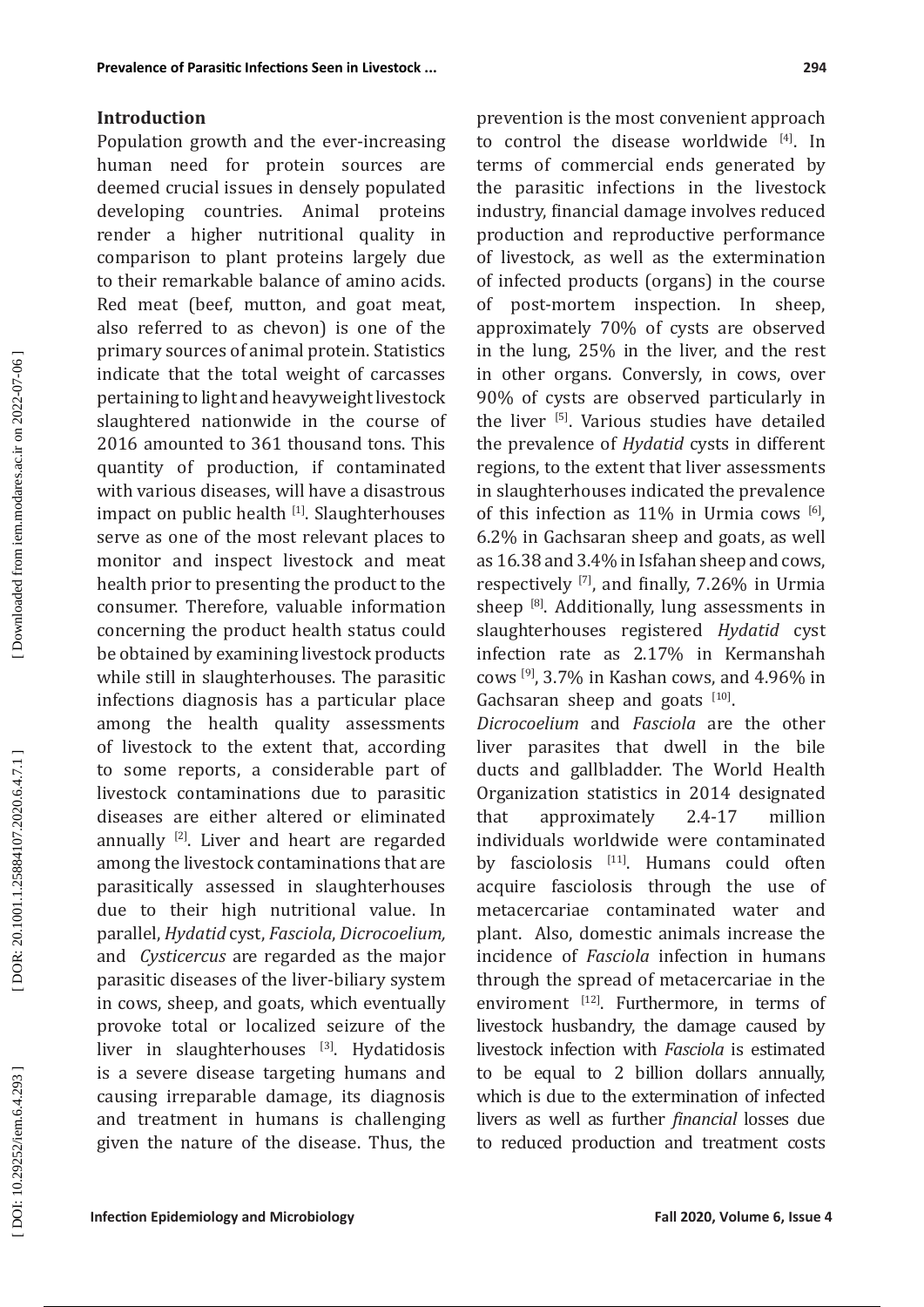## Introduction

Population growth and the ever-increasing human need for protein sources are deemed crucial issues in densely populated developing countries. Animal proteins render a higher nutritional quality in comparison to plant proteins largely due to their remarkable balance of amino acids. Red meat (beef, mutton, and goat meat, also referred to as chevon) is one of the primary sources of animal protein. Statistics indicate that the total weight of carcasses pertaining to light and heavyweight livestock slaughtered nationwide in the course of 2016 amounted to 361 thousand tons. This quantity of production, if contaminated with various diseases, will have a disastrous impact on public health [1]. Slaughterhouses serve as one of the most relevant places to monitor and inspect livestock and meat health prior to presenting the product to the consumer. Therefore, valuable information concerning the product health status could be obtained by examining livestock products while still in slaughterhouses. The parasitic infections diagnosis has a particular place among the health quality assessments of livestock to the extent that, according to some reports, a considerable part of livestock contaminations due to parasitic diseases are either altered or eliminated annually [2]. Liver and heart are regarded among the livestock contaminations that are parasitically assessed in slaughterhouses due to their high nutritional value. In parallel, *Hydatid* cyst, *Fasciola*, *Dicrocoelium,* and *Cysticercus* are regarded as the major parasitic diseases of the liver-biliary system in cows, sheep, and goats, which eventually provoke total or localized seizure of the liver in slaughterhouses [3]. Hydatidosis is a severe disease targeting humans and causing irreparable damage, its diagnosis and treatment in humans is challenging given the nature of the disease. Thus, the prevention is the most convenient approach to control the disease worldwide [4]. In terms of commercial ends generated by the parasitic infections in the livestock industry, financial damage involves reduced production and reproductive performance of livestock, as well as the extermination of infected products (organs) in the course of post-mortem inspection. In sheep, approximately 70% of cysts are observed in the lung, 25% in the liver, and the rest in other organs. Conversly, in cows, over 90% of cysts are observed particularly in the liver [5]. Various studies have detailed the prevalence of *Hydatid* cysts in different regions, to the extent that liver assessments in slaughterhouses indicated the prevalence of this infection as 11% in Urmia cows [6], 6.2% in Gachsaran sheep and goats, as well as 16.38 and 3.4% in Isfahan sheep and cows, respectively [7], and finally, 7.26% in Urmia sheep [8]. Additionally, lung assessments in slaughterhouses registered *Hydatid* cyst infection rate as 2.17% in Kermanshah cows [9], 3.7% in Kashan cows, and 4.96% in Gachsaran sheep and goats [10].

*Dicrocoelium* and *Fasciola* are the other liver parasites that dwell in the bile ducts and gallbladder. The World Health Organization statistics in 2014 designated that approximately 2.4-17 million individuals worldwide were contaminated by fasciolosis [11]. Humans could often acquire fasciolosis through the use of metacercariae contaminated water and plant. Also, domestic animals increase the incidence of *Fasciola* infection in humans through the spread of metacercariae in the enviroment [12]. Furthermore, in terms of livestock husbandry, the damage caused by livestock infection with *Fasciola* is estimated to be equal to 2 billion dollars annually, which is due to the extermination of infected livers as well as further *financial* losses due to reduced production and treatment costs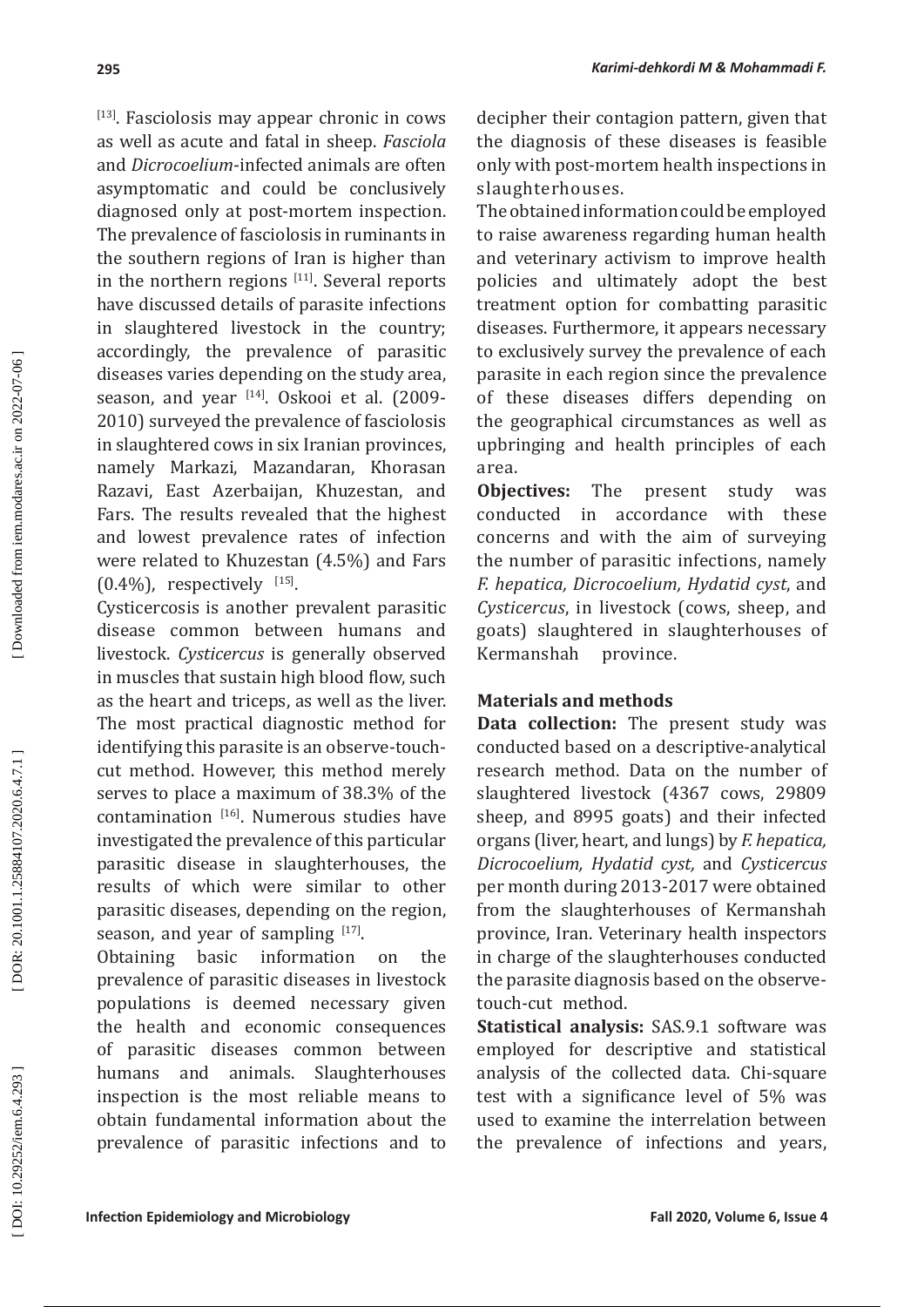[13]. Fasciolosis may appear chronic in cows as well as acute and fatal in sheep. *Fasciola* and *Dicrocoelium*-infected animals are often asymptomatic and could be conclusively diagnosed only at post-mortem inspection. The prevalence of fasciolosis in ruminants in the southern regions of Iran is higher than in the northern regions [11]. Several reports have discussed details of parasite infections in slaughtered livestock in the country; accordingly, the prevalence of parasitic diseases varies depending on the study area, season, and year [14]. Oskooi et al. (2009-2010) surveyed the prevalence of fasciolosis in slaughtered cows in six Iranian provinces, namely Markazi, Mazandaran, Khorasan Razavi, East Azerbaijan, Khuzestan, and Fars. The results revealed that the highest and lowest prevalence rates of infection were related to Khuzestan (4.5%) and Fars (0.4%), respectively [15].

Cysticercosis is another prevalent parasitic disease common between humans and livestock. *Cysticercus* is generally observed in muscles that sustain high blood flow, such as the heart and triceps, as well as the liver. The most practical diagnostic method for identifying this parasite is an observe-touch-cut method. However, this method merely serves to place a maximum of 38.3% of the contamination [16]. Numerous studies have investigated the prevalence of this particular parasitic disease in slaughterhouses, the results of which were similar to other parasitic diseases, depending on the region, season, and year of sampling [17].

Obtaining basic information on the prevalence of parasitic diseases in livestock populations is deemed necessary given the health and economic consequences of parasitic diseases common between humans and animals. Slaughterhouses inspection is the most reliable means to obtain fundamental information about the prevalence of parasitic infections and to decipher their contagion pattern, given that the diagnosis of these diseases is feasible only with post-mortem health inspections in slaughterhouses.

The obtained information could be employed to raise awareness regarding human health and veterinary activism to improve health policies and ultimately adopt the best treatment option for combatting parasitic diseases. Furthermore, it appears necessary to exclusively survey the prevalence of each parasite in each region since the prevalence of these diseases differs depending on the geographical circumstances as well as upbringing and health principles of each area.

**Objectives:** The present study was conducted in accordance with these concerns and with the aim of surveying the number of parasitic infections, namely *F. hepatica, Dicrocoelium, Hydatid cyst*, and *Cysticercus*, in livestock (cows, sheep, and goats) slaughtered in slaughterhouses of Kermanshah province.

## Materials and methods

**Data collection:** The present study was conducted based on a descriptive-analytical research method. Data on the number of slaughtered livestock (4367 cows, 29809 sheep, and 8995 goats) and their infected organs (liver, heart, and lungs) by *F. hepatica, Dicrocoelium, Hydatid cyst,* and *Cysticercus* per month during 2013-2017 were obtained from the slaughterhouses of Kermanshah province, Iran. Veterinary health inspectors in charge of the slaughterhouses conducted the parasite diagnosis based on the observe-touch-cut method.

**Statistical analysis:** SAS.9.1 software was employed for descriptive and statistical analysis of the collected data. Chi-square test with a significance level of 5% was used to examine the interrelation between the prevalence of infections and years,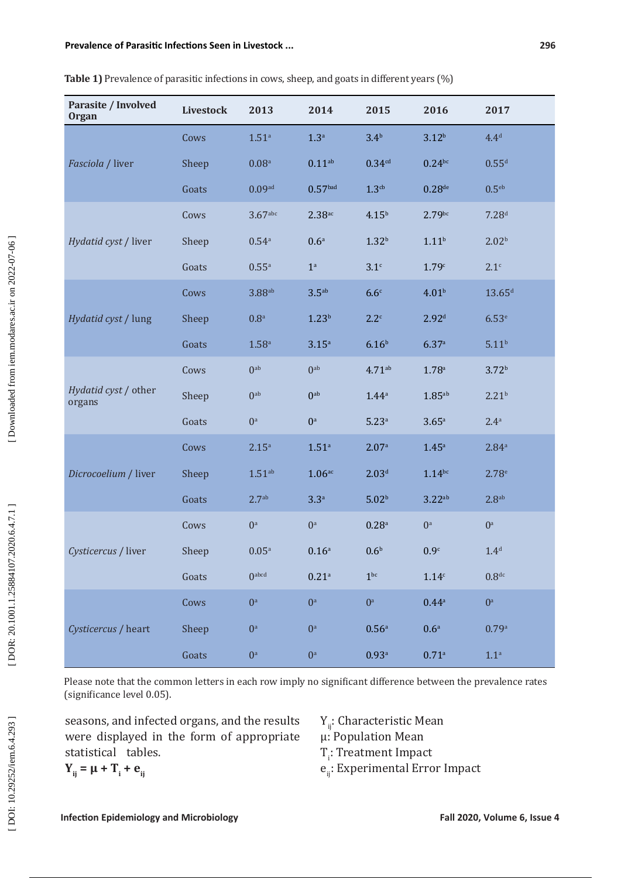**Table 1)** Prevalence of parasitic infections in cows, sheep, and goats in different years (%)

| Parasite / Involved Organ | Livestock | 2013 | 2014 | 2015 | 2016 | 2017 |
|---|---|---|---|---|---|---|
| *Fasciola* / liver | Cows | $1.51^{a}$ | $1.3^{a}$ | $3.4^{b}$ | $3.12^{b}$ | $4.4^{d}$ |
| | Sheep | $0.08^{a}$ | $0.11^{ab}$ | $0.34^{cd}$ | $0.24^{bc}$ | $0.55^{d}$ |
| | Goats | $0.09^{ad}$ | $0.57^{bad}$ | $1.3^{cb}$ | $0.28^{de}$ | $0.5^{eb}$ |
| *Hydatid cyst* / liver | Cows | $3.67^{abc}$ | $2.38^{ac}$ | $4.15^{b}$ | $2.79^{bc}$ | $7.28^{d}$ |
| | Sheep | $0.54^{a}$ | $0.6^{a}$ | $1.32^{b}$ | $1.11^{b}$ | $2.02^{b}$ |
| | Goats | $0.55^{a}$ | $1^{a}$ | $3.1^{c}$ | $1.79^{c}$ | $2.1^{c}$ |
| *Hydatid cyst* / lung | Cows | $3.88^{ab}$ | $3.5^{ab}$ | $6.6^{c}$ | $4.01^{b}$ | $13.65^{d}$ |
| | Sheep | $0.8^{a}$ | $1.23^{b}$ | $2.2^{c}$ | $2.92^{d}$ | $6.53^{e}$ |
| | Goats | $1.58^{a}$ | $3.15^{a}$ | $6.16^{b}$ | $6.37^{a}$ | $5.11^{b}$ |
| *Hydatid cyst* / other organs | Cows | $0^{ab}$ | $0^{ab}$ | $4.71^{ab}$ | $1.78^{a}$ | $3.72^{b}$ |
| | Sheep | $0^{ab}$ | $0^{ab}$ | $1.44^{a}$ | $1.85^{ab}$ | $2.21^{b}$ |
| | Goats | $0^{a}$ | $0^{a}$ | $5.23^{a}$ | $3.65^{a}$ | $2.4^{a}$ |
| *Dicrocoelium* / liver | Cows | $2.15^{a}$ | $1.51^{a}$ | $2.07^{a}$ | $1.45^{a}$ | $2.84^{a}$ |
| | Sheep | $1.51^{ab}$ | $1.06^{ac}$ | $2.03^{d}$ | $1.14^{bc}$ | $2.78^{e}$ |
| | Goats | $2.7^{ab}$ | $3.3^{a}$ | $5.02^{b}$ | $3.22^{ab}$ | $2.8^{ab}$ |
| *Cysticercus* / liver | Cows | $0^{a}$ | $0^{a}$ | $0.28^{a}$ | $0^{a}$ | $0^{a}$ |
| | Sheep | $0.05^{a}$ | $0.16^{a}$ | $0.6^{b}$ | $0.9^{c}$ | $1.4^{d}$ |
| | Goats | $0^{abcd}$ | $0.21^{a}$ | $1^{bc}$ | $1.14^{c}$ | $0.8^{dc}$ |
| *Cysticercus* / heart | Cows | $0^{a}$ | $0^{a}$ | $0^{a}$ | $0.44^{a}$ | $0^{a}$ |
| | Sheep | $0^{a}$ | $0^{a}$ | $0.56^{a}$ | $0.6^{a}$ | $0.79^{a}$ |
| | Goats | $0^{a}$ | $0^{a}$ | $0.93^{a}$ | $0.71^{a}$ | $1.1^{a}$ |

Please note that the common letters in each row imply no significant difference between the prevalence rates (significance level 0.05).

seasons, and infected organs, and the results were displayed in the form of appropriate statistical tables.

$$\mathbf{Y_{ij} = \mu + T_i + e_{ij}}$$

$Y_{ij}$: Characteristic Mean
$\mu$: Population Mean
$T_i$: Treatment Impact
$e_{ij}$: Experimental Error Impact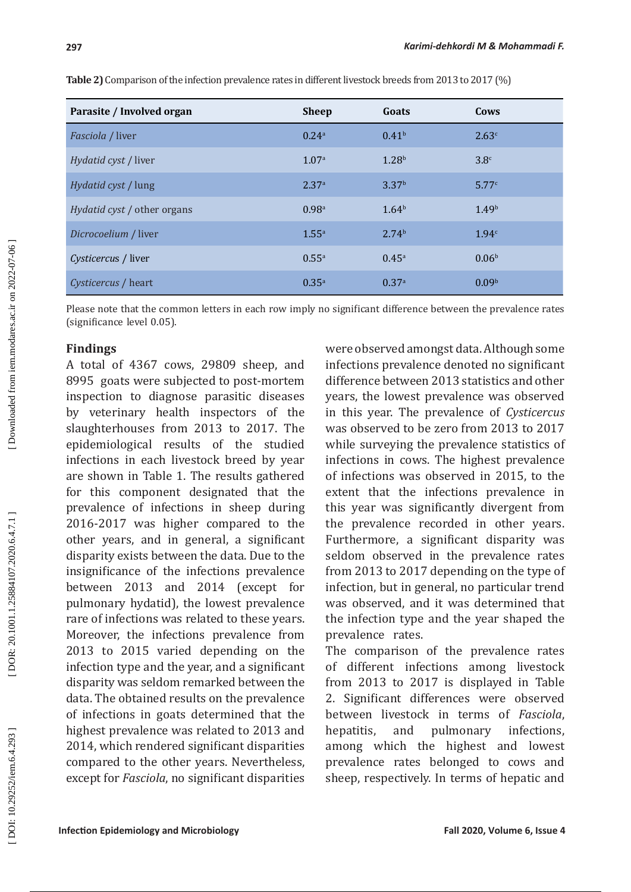**Table 2)** Comparison of the infection prevalence rates in different livestock breeds from 2013 to 2017 (%)

| Parasite / Involved organ | Sheep | Goats | Cows |
|---|---|---|---|
| *Fasciola* / liver | 0.24[a] | 0.41[b] | 2.63[c] |
| *Hydatid cyst* / liver | 1.07[a] | 1.28[b] | 3.8[c] |
| *Hydatid cyst* / lung | 2.37[a] | 3.37[b] | 5.77[c] |
| *Hydatid cyst* / other organs | 0.98[a] | 1.64[b] | 1.49[b] |
| *Dicrocoelium* / liver | 1.55[a] | 2.74[b] | 1.94[c] |
| *Cysticercus* / liver | 0.55[a] | 0.45[a] | 0.06[b] |
| *Cysticercus* / heart | 0.35[a] | 0.37[a] | 0.09[b] |

Please note that the common letters in each row imply no significant difference between the prevalence rates (significance level 0.05).

## Findings

A total of 4367 cows, 29809 sheep, and 8995 goats were subjected to post-mortem inspection to diagnose parasitic diseases by veterinary health inspectors of the slaughterhouses from 2013 to 2017. The epidemiological results of the studied infections in each livestock breed by year are shown in Table 1. The results gathered for this component designated that the prevalence of infections in sheep during 2016-2017 was higher compared to the other years, and in general, a significant disparity exists between the data. Due to the insignificance of the infections prevalence between 2013 and 2014 (except for pulmonary hydatid), the lowest prevalence rare of infections was related to these years. Moreover, the infections prevalence from 2013 to 2015 varied depending on the infection type and the year, and a significant disparity was seldom remarked between the data. The obtained results on the prevalence of infections in goats determined that the highest prevalence was related to 2013 and 2014, which rendered significant disparities compared to the other years. Nevertheless, except for *Fasciola*, no significant disparities were observed amongst data. Although some infections prevalence denoted no significant difference between 2013 statistics and other years, the lowest prevalence was observed in this year. The prevalence of *Cysticercus* was observed to be zero from 2013 to 2017 while surveying the prevalence statistics of infections in cows. The highest prevalence of infections was observed in 2015, to the extent that the infections prevalence in this year was significantly divergent from the prevalence recorded in other years. Furthermore, a significant disparity was seldom observed in the prevalence rates from 2013 to 2017 depending on the type of infection, but in general, no particular trend was observed, and it was determined that the infection type and the year shaped the prevalence rates.

The comparison of the prevalence rates of different infections among livestock from 2013 to 2017 is displayed in Table 2. Significant differences were observed between livestock in terms of *Fasciola*, hepatitis, and pulmonary infections, among which the highest and lowest prevalence rates belonged to cows and sheep, respectively. In terms of hepatic and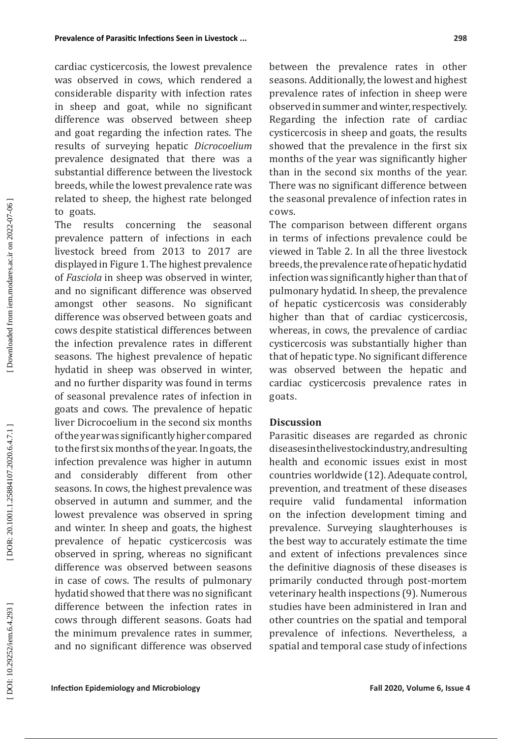cardiac cysticercosis, the lowest prevalence was observed in cows, which rendered a considerable disparity with infection rates in sheep and goat, while no significant difference was observed between sheep and goat regarding the infection rates. The results of surveying hepatic *Dicrocoelium* prevalence designated that there was a substantial difference between the livestock breeds, while the lowest prevalence rate was related to sheep, the highest rate belonged to goats.

The results concerning the seasonal prevalence pattern of infections in each livestock breed from 2013 to 2017 are displayed in Figure 1. The highest prevalence of *Fasciola* in sheep was observed in winter, and no significant difference was observed amongst other seasons. No significant difference was observed between goats and cows despite statistical differences between the infection prevalence rates in different seasons. The highest prevalence of hepatic hydatid in sheep was observed in winter, and no further disparity was found in terms of seasonal prevalence rates of infection in goats and cows. The prevalence of hepatic liver Dicrocoelium in the second six months of the year was significantly higher compared to the first six months of the year. In goats, the infection prevalence was higher in autumn and considerably different from other seasons. In cows, the highest prevalence was observed in autumn and summer, and the lowest prevalence was observed in spring and winter. In sheep and goats, the highest prevalence of hepatic cysticercosis was observed in spring, whereas no significant difference was observed between seasons in case of cows. The results of pulmonary hydatid showed that there was no significant difference between the infection rates in cows through different seasons. Goats had the minimum prevalence rates in summer, and no significant difference was observed between the prevalence rates in other seasons. Additionally, the lowest and highest prevalence rates of infection in sheep were observed in summer and winter, respectively. Regarding the infection rate of cardiac cysticercosis in sheep and goats, the results showed that the prevalence in the first six months of the year was significantly higher than in the second six months of the year. There was no significant difference between the seasonal prevalence of infection rates in cows.

The comparison between different organs in terms of infections prevalence could be viewed in Table 2. In all the three livestock breeds, the prevalence rate of hepatic hydatid infection was significantly higher than that of pulmonary hydatid. In sheep, the prevalence of hepatic cysticercosis was considerably higher than that of cardiac cysticercosis, whereas, in cows, the prevalence of cardiac cysticercosis was substantially higher than that of hepatic type. No significant difference was observed between the hepatic and cardiac cysticercosis prevalence rates in goats.

## Discussion

Parasitic diseases are regarded as chronic diseases in the livestock industry, and resulting health and economic issues exist in most countries worldwide (12). Adequate control, prevention, and treatment of these diseases require valid fundamental information on the infection development timing and prevalence. Surveying slaughterhouses is the best way to accurately estimate the time and extent of infections prevalences since the definitive diagnosis of these diseases is primarily conducted through post-mortem veterinary health inspections (9). Numerous studies have been administered in Iran and other countries on the spatial and temporal prevalence of infections. Nevertheless, a spatial and temporal case study of infections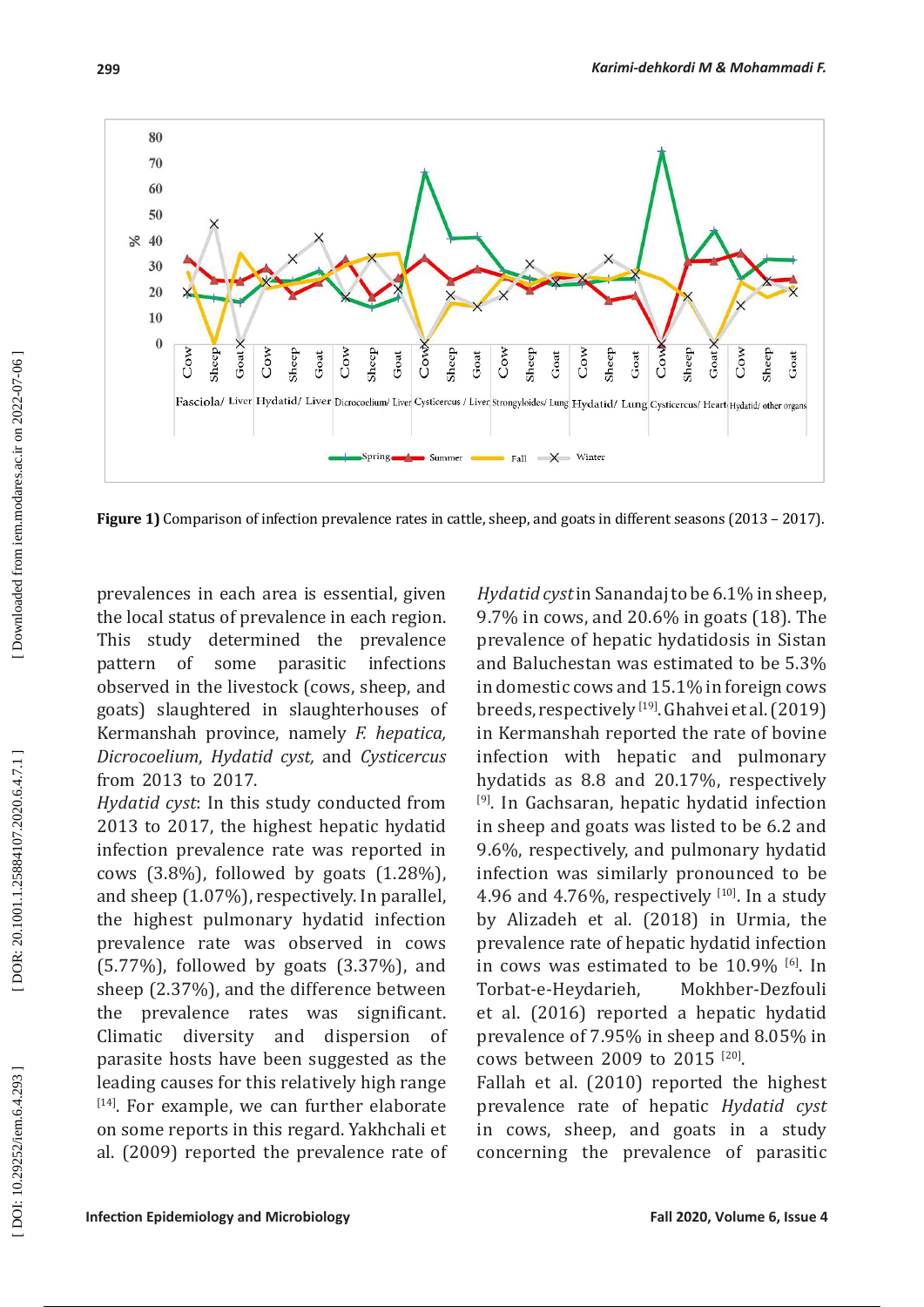**Figure 1)** Comparison of infection prevalence rates in cattle, sheep, and goats in different seasons (2013 – 2017).

prevalences in each area is essential, given the local status of prevalence in each region. This study determined the prevalence pattern of some parasitic infections observed in the livestock (cows, sheep, and goats) slaughtered in slaughterhouses of Kermanshah province, namely *F. hepatica, Dicrocoelium*, *Hydatid cyst,* and *Cysticercus* from 2013 to 2017.

*Hydatid cyst*: In this study conducted from 2013 to 2017, the highest hepatic hydatid infection prevalence rate was reported in cows (3.8%), followed by goats (1.28%), and sheep (1.07%), respectively. In parallel, the highest pulmonary hydatid infection prevalence rate was observed in cows (5.77%), followed by goats (3.37%), and sheep (2.37%), and the difference between the prevalence rates was significant. Climatic diversity and dispersion of parasite hosts have been suggested as the leading causes for this relatively high range [14]. For example, we can further elaborate on some reports in this regard. Yakhchali et al. (2009) reported the prevalence rate of *Hydatid cyst* in Sanandaj to be 6.1% in sheep, 9.7% in cows, and 20.6% in goats (18). The prevalence of hepatic hydatidosis in Sistan and Baluchestan was estimated to be 5.3% in domestic cows and 15.1% in foreign cows breeds, respectively [19]. Ghahvei et al. (2019) in Kermanshah reported the rate of bovine infection with hepatic and pulmonary hydatids as 8.8 and 20.17%, respectively [9]. In Gachsaran, hepatic hydatid infection in sheep and goats was listed to be 6.2 and 9.6%, respectively, and pulmonary hydatid infection was similarly pronounced to be 4.96 and 4.76%, respectively [10]. In a study by Alizadeh et al. (2018) in Urmia, the prevalence rate of hepatic hydatid infection in cows was estimated to be 10.9% [6]. In Torbat-e-Heydarieh, Mokhber-Dezfouli et al. (2016) reported a hepatic hydatid prevalence of 7.95% in sheep and 8.05% in cows between 2009 to 2015 [20].

Fallah et al. (2010) reported the highest prevalence rate of hepatic *Hydatid cyst* in cows, sheep, and goats in a study concerning the prevalence of parasitic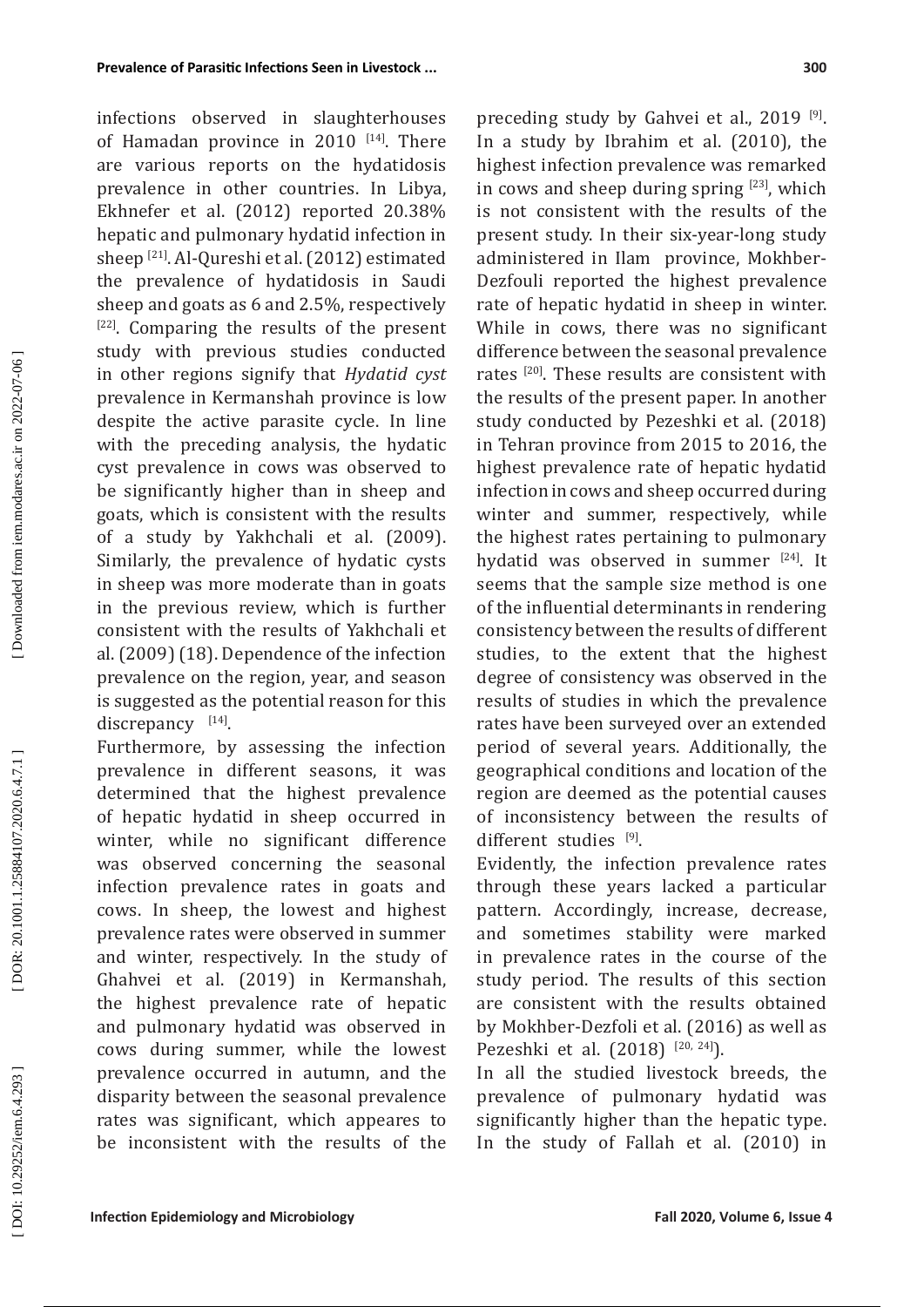infections observed in slaughterhouses of Hamadan province in 2010 [14]. There are various reports on the hydatidosis prevalence in other countries. In Libya, Ekhnefer et al. (2012) reported 20.38% hepatic and pulmonary hydatid infection in sheep [21]. Al-Qureshi et al. (2012) estimated the prevalence of hydatidosis in Saudi sheep and goats as 6 and 2.5%, respectively [22]. Comparing the results of the present study with previous studies conducted in other regions signify that *Hydatid cyst* prevalence in Kermanshah province is low despite the active parasite cycle. In line with the preceding analysis, the hydatic cyst prevalence in cows was observed to be significantly higher than in sheep and goats, which is consistent with the results of a study by Yakhchali et al. (2009). Similarly, the prevalence of hydatic cysts in sheep was more moderate than in goats in the previous review, which is further consistent with the results of Yakhchali et al. (2009) (18). Dependence of the infection prevalence on the region, year, and season is suggested as the potential reason for this discrepancy [14].

Furthermore, by assessing the infection prevalence in different seasons, it was determined that the highest prevalence of hepatic hydatid in sheep occurred in winter, while no significant difference was observed concerning the seasonal infection prevalence rates in goats and cows. In sheep, the lowest and highest prevalence rates were observed in summer and winter, respectively. In the study of Ghahvei et al. (2019) in Kermanshah, the highest prevalence rate of hepatic and pulmonary hydatid was observed in cows during summer, while the lowest prevalence occurred in autumn, and the disparity between the seasonal prevalence rates was significant, which appeares to be inconsistent with the results of the preceding study by Gahvei et al., 2019 [9]. In a study by Ibrahim et al. (2010), the highest infection prevalence was remarked in cows and sheep during spring [23], which is not consistent with the results of the present study. In their six-year-long study administered in Ilam province, Mokhber-Dezfouli reported the highest prevalence rate of hepatic hydatid in sheep in winter. While in cows, there was no significant difference between the seasonal prevalence rates [20]. These results are consistent with the results of the present paper. In another study conducted by Pezeshki et al. (2018) in Tehran province from 2015 to 2016, the highest prevalence rate of hepatic hydatid infection in cows and sheep occurred during winter and summer, respectively, while the highest rates pertaining to pulmonary hydatid was observed in summer [24]. It seems that the sample size method is one of the influential determinants in rendering consistency between the results of different studies, to the extent that the highest degree of consistency was observed in the results of studies in which the prevalence rates have been surveyed over an extended period of several years. Additionally, the geographical conditions and location of the region are deemed as the potential causes of inconsistency between the results of different studies [9].

Evidently, the infection prevalence rates through these years lacked a particular pattern. Accordingly, increase, decrease, and sometimes stability were marked in prevalence rates in the course of the study period. The results of this section are consistent with the results obtained by Mokhber-Dezfoli et al. (2016) as well as Pezeshki et al. (2018) [20, 24]).

In all the studied livestock breeds, the prevalence of pulmonary hydatid was significantly higher than the hepatic type. In the study of Fallah et al. (2010) in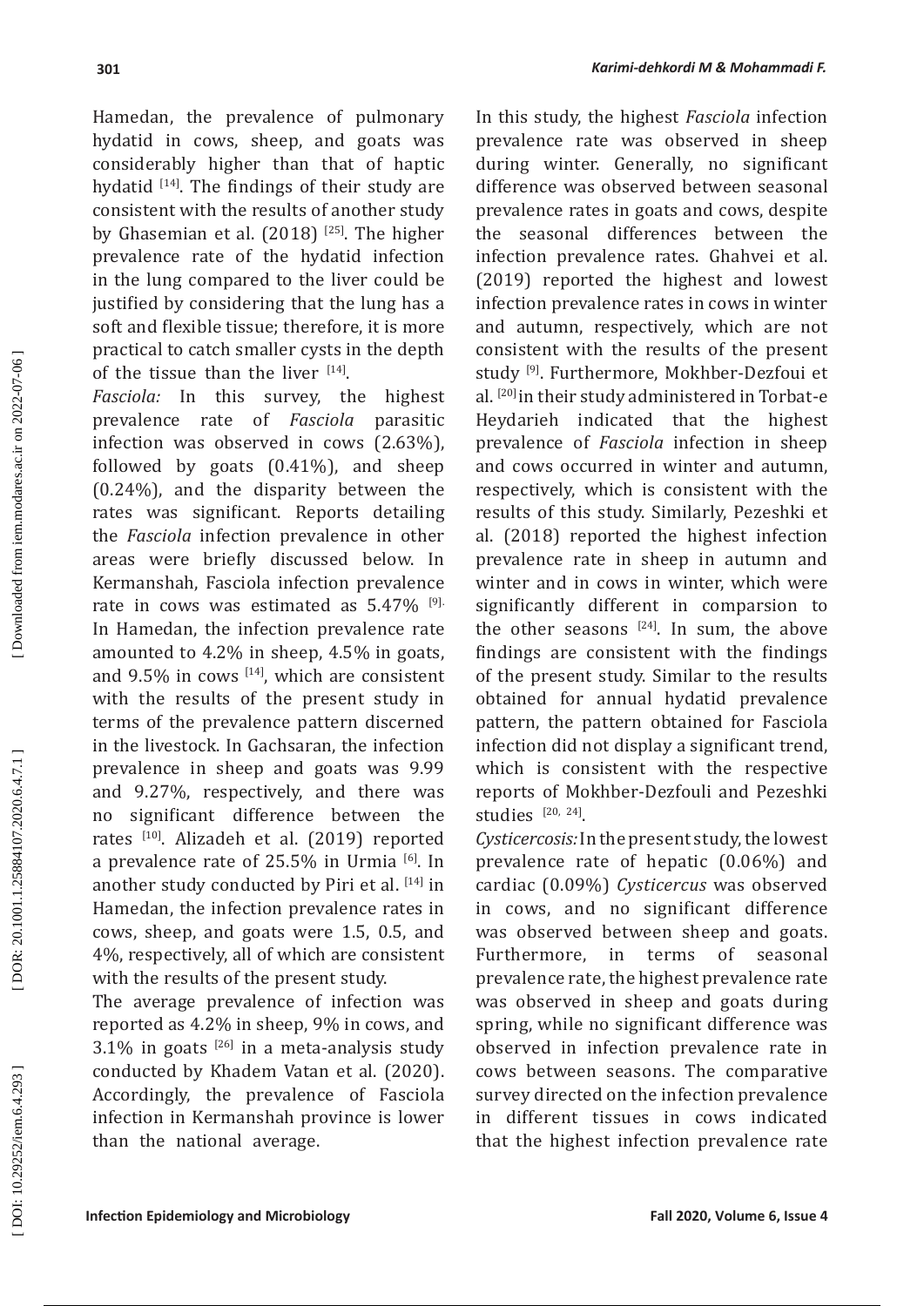Hamedan, the prevalence of pulmonary hydatid in cows, sheep, and goats was considerably higher than that of haptic hydatid [14]. The findings of their study are consistent with the results of another study by Ghasemian et al. (2018) [25]. The higher prevalence rate of the hydatid infection in the lung compared to the liver could be justified by considering that the lung has a soft and flexible tissue; therefore, it is more practical to catch smaller cysts in the depth of the tissue than the liver [14].

*Fasciola:* In this survey, the highest prevalence rate of *Fasciola* parasitic infection was observed in cows (2.63%), followed by goats (0.41%), and sheep (0.24%), and the disparity between the rates was significant. Reports detailing the *Fasciola* infection prevalence in other areas were briefly discussed below. In Kermanshah, Fasciola infection prevalence rate in cows was estimated as 5.47% [9]. In Hamedan, the infection prevalence rate amounted to 4.2% in sheep, 4.5% in goats, and 9.5% in cows [14], which are consistent with the results of the present study in terms of the prevalence pattern discerned in the livestock. In Gachsaran, the infection prevalence in sheep and goats was 9.99 and 9.27%, respectively, and there was no significant difference between the rates [10]. Alizadeh et al. (2019) reported a prevalence rate of 25.5% in Urmia [6]. In another study conducted by Piri et al. [14] in Hamedan, the infection prevalence rates in cows, sheep, and goats were 1.5, 0.5, and 4%, respectively, all of which are consistent with the results of the present study.

The average prevalence of infection was reported as 4.2% in sheep, 9% in cows, and 3.1% in goats [26] in a meta-analysis study conducted by Khadem Vatan et al. (2020). Accordingly, the prevalence of Fasciola infection in Kermanshah province is lower than the national average.

In this study, the highest *Fasciola* infection prevalence rate was observed in sheep during winter. Generally, no significant difference was observed between seasonal prevalence rates in goats and cows, despite the seasonal differences between the infection prevalence rates. Ghahvei et al. (2019) reported the highest and lowest infection prevalence rates in cows in winter and autumn, respectively, which are not consistent with the results of the present study [9]. Furthermore, Mokhber-Dezfoui et al. [20] in their study administered in Torbat-e Heydarieh indicated that the highest prevalence of *Fasciola* infection in sheep and cows occurred in winter and autumn, respectively, which is consistent with the results of this study. Similarly, Pezeshki et al. (2018) reported the highest infection prevalence rate in sheep in autumn and winter and in cows in winter, which were significantly different in comparsion to the other seasons [24]. In sum, the above findings are consistent with the findings of the present study. Similar to the results obtained for annual hydatid prevalence pattern, the pattern obtained for Fasciola infection did not display a significant trend, which is consistent with the respective reports of Mokhber-Dezfouli and Pezeshki studies [20, 24].

*Cysticercosis:* In the present study, the lowest prevalence rate of hepatic (0.06%) and cardiac (0.09%) *Cysticercus* was observed in cows, and no significant difference was observed between sheep and goats. Furthermore, in terms of seasonal prevalence rate, the highest prevalence rate was observed in sheep and goats during spring, while no significant difference was observed in infection prevalence rate in cows between seasons. The comparative survey directed on the infection prevalence in different tissues in cows indicated that the highest infection prevalence rate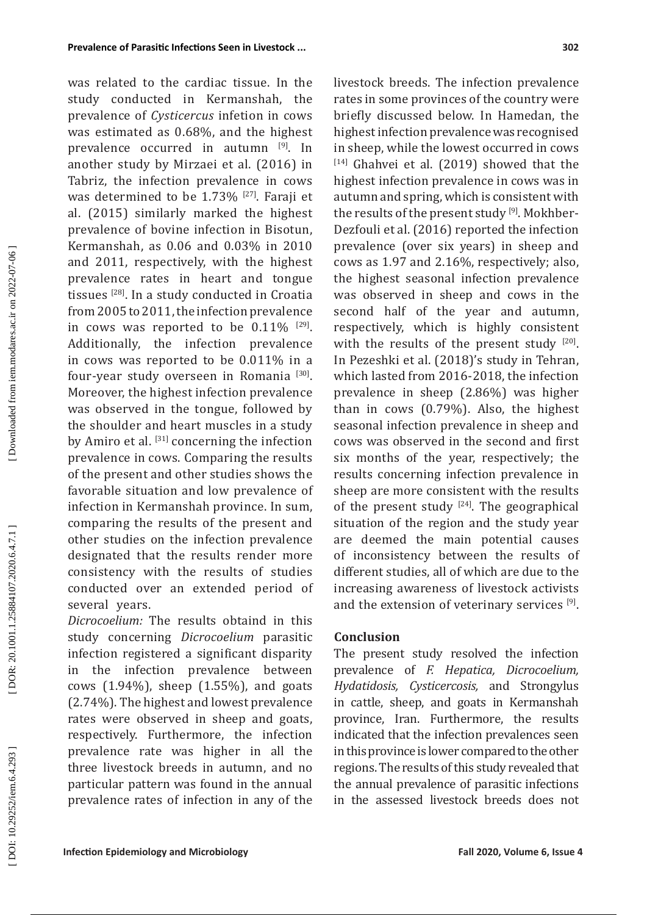was related to the cardiac tissue. In the study conducted in Kermanshah, the prevalence of *Cysticercus* infetion in cows was estimated as 0.68%, and the highest prevalence occurred in autumn [9]. In another study by Mirzaei et al. (2016) in Tabriz, the infection prevalence in cows was determined to be 1.73% [27]. Faraji et al. (2015) similarly marked the highest prevalence of bovine infection in Bisotun, Kermanshah, as 0.06 and 0.03% in 2010 and 2011, respectively, with the highest prevalence rates in heart and tongue tissues [28]. In a study conducted in Croatia from 2005 to 2011, the infection prevalence in cows was reported to be 0.11% [29]. Additionally, the infection prevalence in cows was reported to be 0.011% in a four-year study overseen in Romania [30]. Moreover, the highest infection prevalence was observed in the tongue, followed by the shoulder and heart muscles in a study by Amiro et al. [31] concerning the infection prevalence in cows. Comparing the results of the present and other studies shows the favorable situation and low prevalence of infection in Kermanshah province. In sum, comparing the results of the present and other studies on the infection prevalence designated that the results render more consistency with the results of studies conducted over an extended period of several years.

*Dicrocoelium:* The results obtaind in this study concerning *Dicrocoelium* parasitic infection registered a significant disparity in the infection prevalence between cows (1.94%), sheep (1.55%), and goats (2.74%). The highest and lowest prevalence rates were observed in sheep and goats, respectively. Furthermore, the infection prevalence rate was higher in all the three livestock breeds in autumn, and no particular pattern was found in the annual prevalence rates of infection in any of the livestock breeds. The infection prevalence rates in some provinces of the country were briefly discussed below. In Hamedan, the highest infection prevalence was recognised in sheep, while the lowest occurred in cows [14] Ghahvei et al. (2019) showed that the highest infection prevalence in cows was in autumn and spring, which is consistent with the results of the present study [9]. Mokhber-Dezfouli et al. (2016) reported the infection prevalence (over six years) in sheep and cows as 1.97 and 2.16%, respectively; also, the highest seasonal infection prevalence was observed in sheep and cows in the second half of the year and autumn, respectively, which is highly consistent with the results of the present study [20]. In Pezeshki et al. (2018)'s study in Tehran, which lasted from 2016-2018, the infection prevalence in sheep (2.86%) was higher than in cows (0.79%). Also, the highest seasonal infection prevalence in sheep and cows was observed in the second and first six months of the year, respectively; the results concerning infection prevalence in sheep are more consistent with the results of the present study [24]. The geographical situation of the region and the study year are deemed the main potential causes of inconsistency between the results of different studies, all of which are due to the increasing awareness of livestock activists and the extension of veterinary services [9].

## Conclusion

The present study resolved the infection prevalence of *F. Hepatica, Dicrocoelium, Hydatidosis, Cysticercosis,* and Strongylus in cattle, sheep, and goats in Kermanshah province, Iran. Furthermore, the results indicated that the infection prevalences seen in this province is lower compared to the other regions. The results of this study revealed that the annual prevalence of parasitic infections in the assessed livestock breeds does not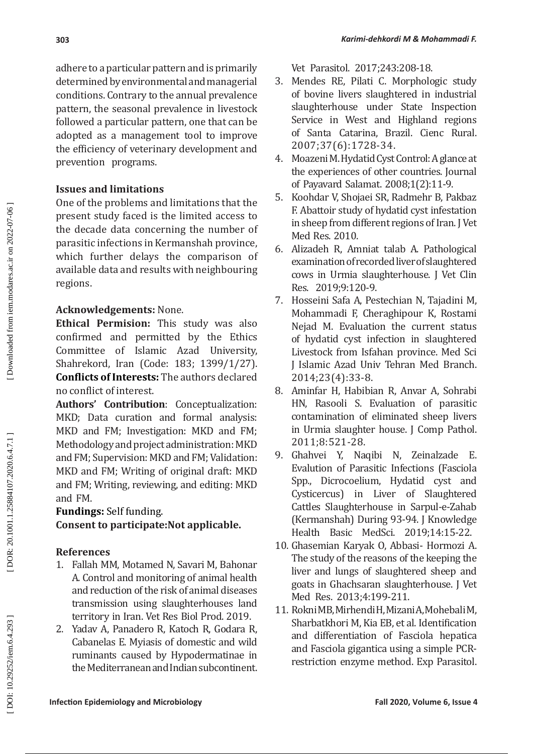adhere to a particular pattern and is primarily determined by environmental and managerial conditions. Contrary to the annual prevalence pattern, the seasonal prevalence in livestock followed a particular pattern, one that can be adopted as a management tool to improve the efficiency of veterinary development and prevention programs.

### Issues and limitations

One of the problems and limitations that the present study faced is the limited access to the decade data concerning the number of parasitic infections in Kermanshah province, which further delays the comparison of available data and results with neighbouring regions.

**Acknowledgements:** None.

**Ethical Permision:** This study was also confirmed and permitted by the Ethics Committee of Islamic Azad University, Shahrekord, Iran (Code: 183; 1399/1/27).

**Conflicts of Interests:** The authors declared no conflict of interest.

**Authors' Contribution**: Conceptualization: MKD; Data curation and formal analysis: MKD and FM; Investigation: MKD and FM; Methodology and project administration: MKD and FM; Supervision: MKD and FM; Validation: MKD and FM; Writing of original draft: MKD and FM; Writing, reviewing, and editing: MKD and FM.

**Fundings:** Self funding.

**Consent to participate:Not applicable.**

### References

1. Fallah MM, Motamed N, Savari M, Bahonar A. Control and monitoring of animal health and reduction of the risk of animal diseases transmission using slaughterhouses land territory in Iran. Vet Res Biol Prod. 2019.
2. Yadav A, Panadero R, Katoch R, Godara R, Cabanelas E. Myiasis of domestic and wild ruminants caused by Hypodermatinae in the Mediterranean and Indian subcontinent. Vet Parasitol. 2017;243:208-18.
3. Mendes RE, Pilati C. Morphologic study of bovine livers slaughtered in industrial slaughterhouse under State Inspection Service in West and Highland regions of Santa Catarina, Brazil. Cienc Rural. 2007;37(6):1728-34.
4. Moazeni M. Hydatid Cyst Control: A glance at the experiences of other countries. Journal of Payavard Salamat. 2008;1(2):11-9.
5. Koohdar V, Shojaei SR, Radmehr B, Pakbaz F. Abattoir study of hydatid cyst infestation in sheep from different regions of Iran. J Vet Med Res. 2010.
6. Alizadeh R, Amniat talab A. Pathological examination of recorded liver of slaughtered cows in Urmia slaughterhouse. J Vet Clin Res. 2019;9:120-9.
7. Hosseini Safa A, Pestechian N, Tajadini M, Mohammadi F, Cheraghipour K, Rostami Nejad M. Evaluation the current status of hydatid cyst infection in slaughtered Livestock from Isfahan province. Med Sci J Islamic Azad Univ Tehran Med Branch. 2014;23(4):33-8.
8. Aminfar H, Habibian R, Anvar A, Sohrabi HN, Rasooli S. Evaluation of parasitic contamination of eliminated sheep livers in Urmia slaughter house. J Comp Pathol. 2011;8:521-28.
9. Ghahvei Y, Naqibi N, Zeinalzade E. Evalution of Parasitic Infections (Fasciola Spp., Dicrocoelium, Hydatid cyst and Cysticercus) in Liver of Slaughtered Cattles Slaughterhouse in Sarpul-e-Zahab (Kermanshah) During 93-94. J Knowledge Health Basic MedSci. 2019;14:15-22.
10. Ghasemian Karyak O, Abbasi- Hormozi A. The study of the reasons of the keeping the liver and lungs of slaughtered sheep and goats in Ghachsaran slaughterhouse. J Vet Med Res. 2013;4:199-211.
11. Rokni MB, Mirhendi H, Mizani A, Mohebali M, Sharbatkhori M, Kia EB, et al. Identification and differentiation of Fasciola hepatica and Fasciola gigantica using a simple PCR-restriction enzyme method. Exp Parasitol.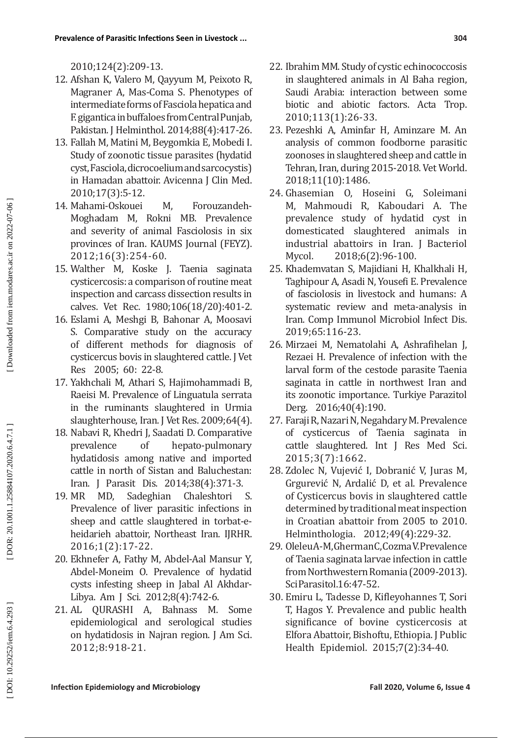2010;124(2):209-13.

12. Afshan K, Valero M, Qayyum M, Peixoto R, Magraner A, Mas-Coma S. Phenotypes of intermediate forms of Fasciola hepatica and F. gigantica in buffaloes from Central Punjab, Pakistan. J Helminthol. 2014;88(4):417-26.
13. Fallah M, Matini M, Beygomkia E, Mobedi I. Study of zoonotic tissue parasites (hydatid cyst, Fasciola, dicrocoelium and sarcocystis) in Hamadan abattoir. Avicenna J Clin Med. 2010;17(3):5-12.
14. Mahami-Oskouei M, Forouzandeh-Moghadam M, Rokni MB. Prevalence and severity of animal Fasciolosis in six provinces of Iran. KAUMS Journal (FEYZ). 2012;16(3):254-60.
15. Walther M, Koske J. Taenia saginata cysticercosis: a comparison of routine meat inspection and carcass dissection results in calves. Vet Rec. 1980;106(18/20):401-2.
16. Eslami A, Meshgi B, Bahonar A, Moosavi S. Comparative study on the accuracy of different methods for diagnosis of cysticercus bovis in slaughtered cattle. J Vet Res 2005; 60: 22-8.
17. Yakhchali M, Athari S, Hajimohammadi B, Raeisi M. Prevalence of Linguatula serrata in the ruminants slaughtered in Urmia slaughterhouse, Iran. J Vet Res. 2009;64(4).
18. Nabavi R, Khedri J, Saadati D. Comparative prevalence of hepato-pulmonary hydatidosis among native and imported cattle in north of Sistan and Baluchestan: Iran. J Parasit Dis. 2014;38(4):371-3.
19. MR MD, Sadeghian Chaleshtori S. Prevalence of liver parasitic infections in sheep and cattle slaughtered in torbat-e-heidarieh abattoir, Northeast Iran. IJRHR. 2016;1(2):17-22.
20. Ekhnefer A, Fathy M, Abdel-Aal Mansur Y, Abdel-Moneim O. Prevalence of hydatid cysts infesting sheep in Jabal Al Akhdar-Libya. Am J Sci. 2012;8(4):742-6.
21. AL QURASHI A, Bahnass M. Some epidemiological and serological studies on hydatidosis in Najran region. J Am Sci. 2012;8:918-21.
22. Ibrahim MM. Study of cystic echinococcosis in slaughtered animals in Al Baha region, Saudi Arabia: interaction between some biotic and abiotic factors. Acta Trop. 2010;113(1):26-33.
23. Pezeshki A, Aminfar H, Aminzare M. An analysis of common foodborne parasitic zoonoses in slaughtered sheep and cattle in Tehran, Iran, during 2015-2018. Vet World. 2018;11(10):1486.
24. Ghasemian O, Hoseini G, Soleimani M, Mahmoudi R, Kaboudari A. The prevalence study of hydatid cyst in domesticated slaughtered animals in industrial abattoirs in Iran. J Bacteriol Mycol. 2018;6(2):96-100.
25. Khademvatan S, Majidiani H, Khalkhali H, Taghipour A, Asadi N, Yousefi E. Prevalence of fasciolosis in livestock and humans: A systematic review and meta-analysis in Iran. Comp Immunol Microbiol Infect Dis. 2019;65:116-23.
26. Mirzaei M, Nematolahi A, Ashrafihelan J, Rezaei H. Prevalence of infection with the larval form of the cestode parasite Taenia saginata in cattle in northwest Iran and its zoonotic importance. Turkiye Parazitol Derg. 2016;40(4):190.
27. Faraji R, Nazari N, Negahdary M. Prevalence of cysticercus of Taenia saginata in cattle slaughtered. Int J Res Med Sci. 2015;3(7):1662.
28. Zdolec N, Vujević I, Dobranić V, Juras M, Grgurević N, Ardalić D, et al. Prevalence of Cysticercus bovis in slaughtered cattle determined by traditional meat inspection in Croatian abattoir from 2005 to 2010. Helminthologia. 2012;49(4):229-32.
29. Oleleu A-M, Gherman C, Cozma V. Prevalence of Taenia saginata larvae infection in cattle from Northwestern Romania (2009-2013). Sci Parasitol.16:47-52.
30. Emiru L, Tadesse D, Kifleyohannes T, Sori T, Hagos Y. Prevalence and public health significance of bovine cysticercosis at Elfora Abattoir, Bishoftu, Ethiopia. J Public Health Epidemiol. 2015;7(2):34-40.